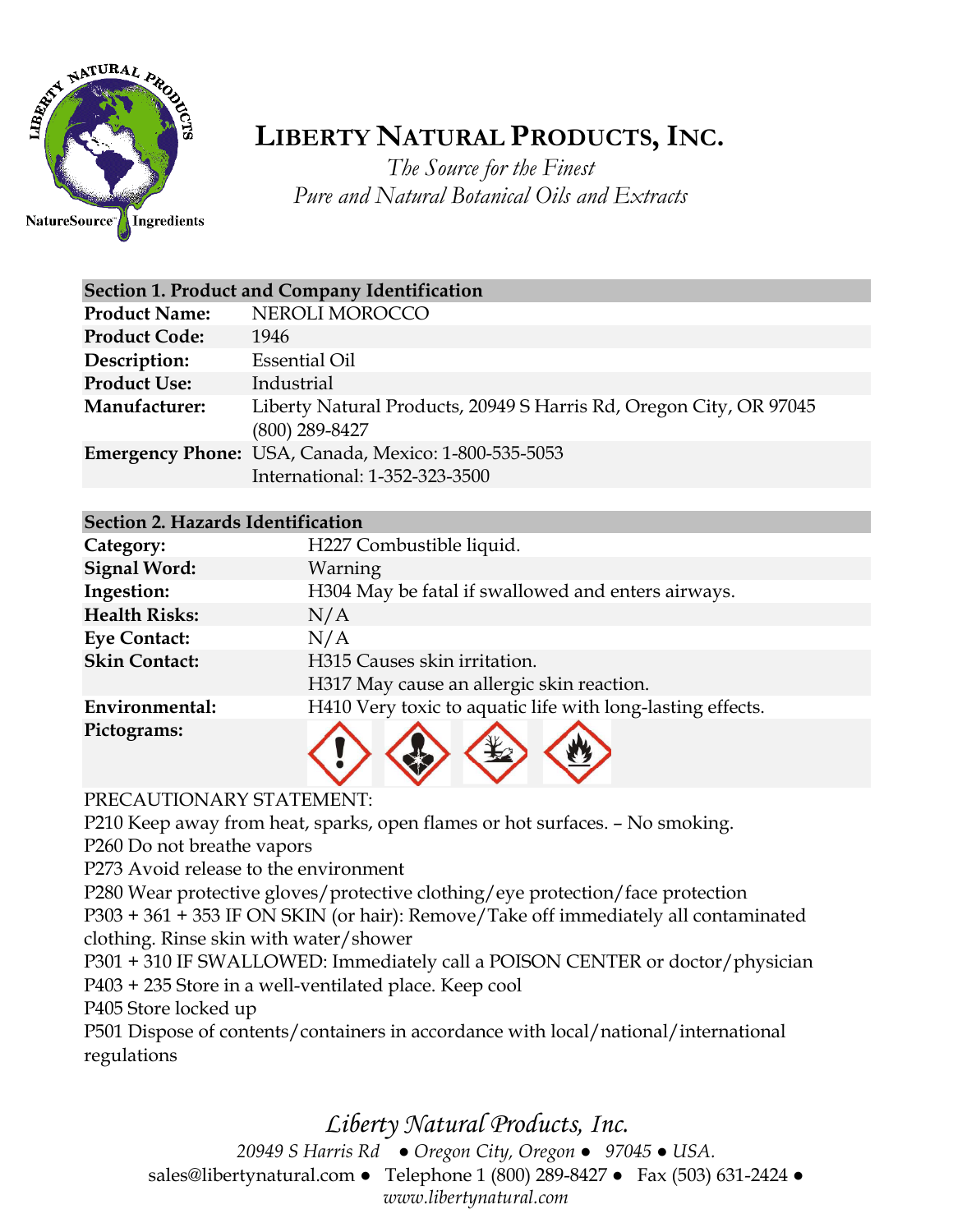# LIBERTY NATURAL PRODUCTS, INC.

*The Source for the Finest*
*Pure and Natural Botanical Oils and Extracts*

| **Section 1. Product and Company Identification** | |
|---|---|
| **Product Name:** | NEROLI MOROCCO |
| **Product Code:** | 1946 |
| **Description:** | Essential Oil |
| **Product Use:** | Industrial |
| **Manufacturer:** | Liberty Natural Products, 20949 S Harris Rd, Oregon City, OR 97045 (800) 289-8427 |
| **Emergency Phone:** | USA, Canada, Mexico: 1-800-535-5053<br>International: 1-352-323-3500 |

| **Section 2. Hazards Identification** | |
|---|---|
| **Category:** | H227 Combustible liquid. |
| **Signal Word:** | Warning |
| **Ingestion:** | H304 May be fatal if swallowed and enters airways. |
| **Health Risks:** | N/A |
| **Eye Contact:** | N/A |
| **Skin Contact:** | H315 Causes skin irritation.<br>H317 May cause an allergic skin reaction. |
| **Environmental:** | H410 Very toxic to aquatic life with long-lasting effects. |
| **Pictograms:** | |

PRECAUTIONARY STATEMENT:
P210 Keep away from heat, sparks, open flames or hot surfaces. – No smoking.
P260 Do not breathe vapors
P273 Avoid release to the environment
P280 Wear protective gloves/protective clothing/eye protection/face protection
P303 + 361 + 353 IF ON SKIN (or hair): Remove/Take off immediately all contaminated clothing. Rinse skin with water/shower
P301 + 310 IF SWALLOWED: Immediately call a POISON CENTER or doctor/physician
P403 + 235 Store in a well-ventilated place. Keep cool
P405 Store locked up
P501 Dispose of contents/containers in accordance with local/national/international regulations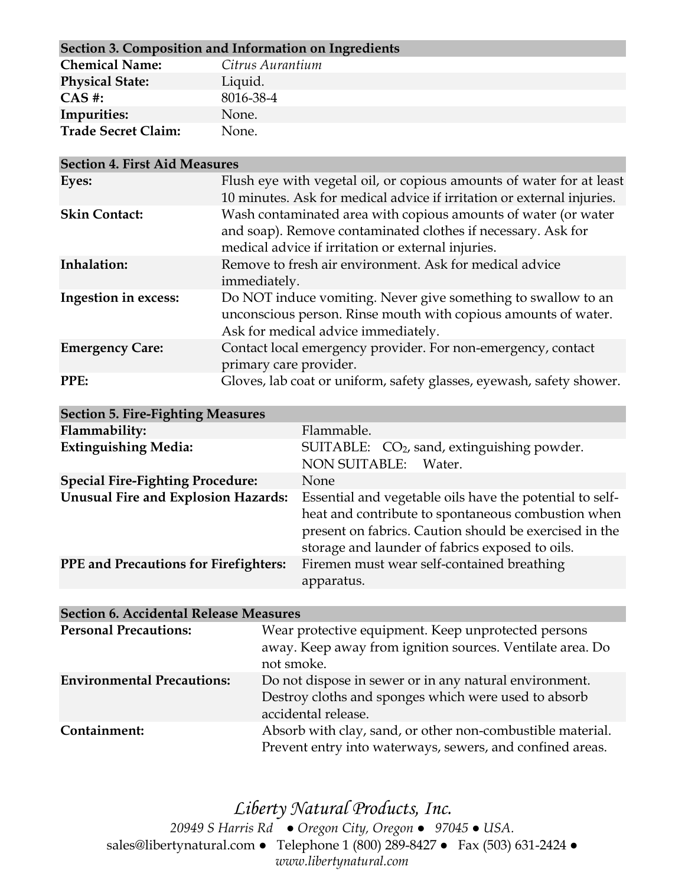## Section 3. Composition and Information on Ingredients

| | |
|---|---|
| **Chemical Name:** | *Citrus Aurantium* |
| **Physical State:** | Liquid. |
| **CAS #:** | 8016-38-4 |
| **Impurities:** | None. |
| **Trade Secret Claim:** | None. |

## Section 4. First Aid Measures

| | |
|---|---|
| **Eyes:** | Flush eye with vegetal oil, or copious amounts of water for at least 10 minutes. Ask for medical advice if irritation or external injuries. |
| **Skin Contact:** | Wash contaminated area with copious amounts of water (or water and soap). Remove contaminated clothes if necessary. Ask for medical advice if irritation or external injuries. |
| **Inhalation:** | Remove to fresh air environment. Ask for medical advice immediately. |
| **Ingestion in excess:** | Do NOT induce vomiting. Never give something to swallow to an unconscious person. Rinse mouth with copious amounts of water. Ask for medical advice immediately. |
| **Emergency Care:** | Contact local emergency provider. For non-emergency, contact primary care provider. |
| **PPE:** | Gloves, lab coat or uniform, safety glasses, eyewash, safety shower. |

## Section 5. Fire-Fighting Measures

| | |
|---|---|
| **Flammability:** | Flammable. |
| **Extinguishing Media:** | SUITABLE: $CO_2$, sand, extinguishing powder. NON SUITABLE: Water. |
| **Special Fire-Fighting Procedure:** | None |
| **Unusual Fire and Explosion Hazards:** | Essential and vegetable oils have the potential to self-heat and contribute to spontaneous combustion when present on fabrics. Caution should be exercised in the storage and launder of fabrics exposed to oils. |
| **PPE and Precautions for Firefighters:** | Firemen must wear self-contained breathing apparatus. |

## Section 6. Accidental Release Measures

| | |
|---|---|
| **Personal Precautions:** | Wear protective equipment. Keep unprotected persons away. Keep away from ignition sources. Ventilate area. Do not smoke. |
| **Environmental Precautions:** | Do not dispose in sewer or in any natural environment. Destroy cloths and sponges which were used to absorb accidental release. |
| **Containment:** | Absorb with clay, sand, or other non-combustible material. Prevent entry into waterways, sewers, and confined areas. |

*Liberty Natural Products, Inc.*

*20949 S Harris Rd ● Oregon City, Oregon ● 97045 ● USA.*

sales@libertynatural.com ● Telephone 1 (800) 289-8427 ● Fax (503) 631-2424 ●

*www.libertynatural.com*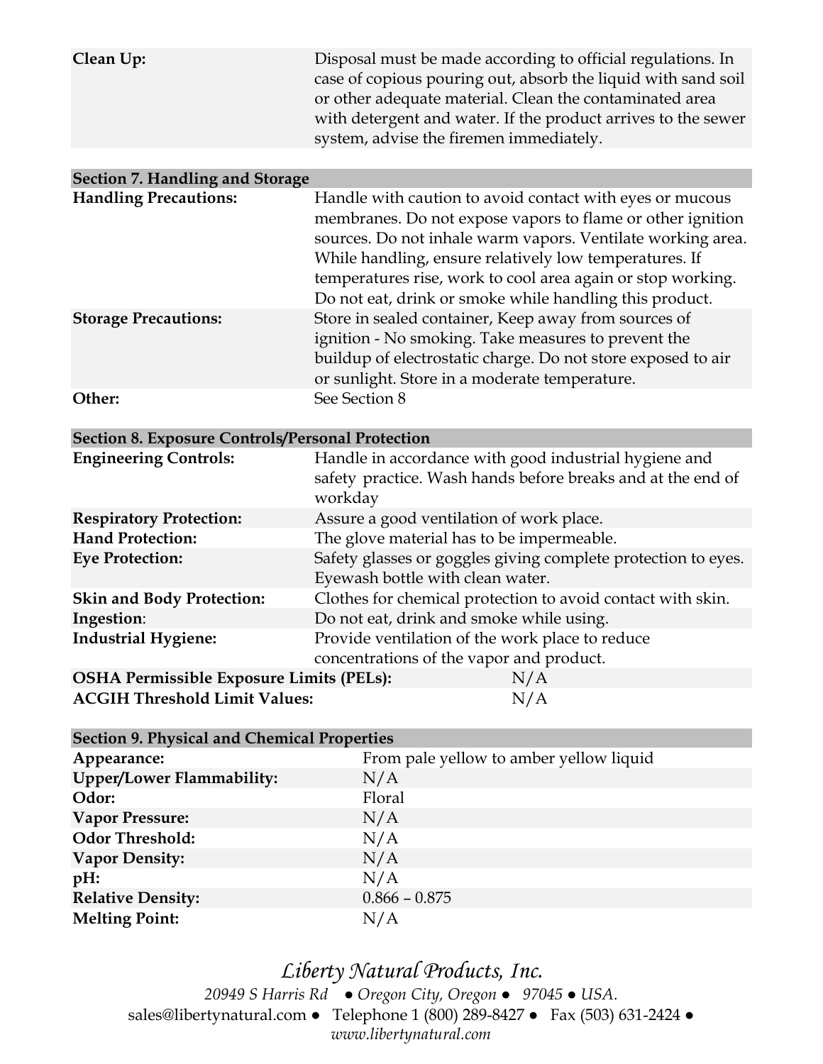| | |
|---|---|
| **Clean Up:** | Disposal must be made according to official regulations. In case of copious pouring out, absorb the liquid with sand soil or other adequate material. Clean the contaminated area with detergent and water. If the product arrives to the sewer system, advise the firemen immediately. |

## Section 7. Handling and Storage

| | |
|---|---|
| **Handling Precautions:** | Handle with caution to avoid contact with eyes or mucous membranes. Do not expose vapors to flame or other ignition sources. Do not inhale warm vapors. Ventilate working area. While handling, ensure relatively low temperatures. If temperatures rise, work to cool area again or stop working. Do not eat, drink or smoke while handling this product. |
| **Storage Precautions:** | Store in sealed container, Keep away from sources of ignition - No smoking. Take measures to prevent the buildup of electrostatic charge. Do not store exposed to air or sunlight. Store in a moderate temperature. |
| **Other:** | See Section 8 |

## Section 8. Exposure Controls/Personal Protection

| | |
|---|---|
| **Engineering Controls:** | Handle in accordance with good industrial hygiene and safety practice. Wash hands before breaks and at the end of workday |
| **Respiratory Protection:** | Assure a good ventilation of work place. |
| **Hand Protection:** | The glove material has to be impermeable. |
| **Eye Protection:** | Safety glasses or goggles giving complete protection to eyes. Eyewash bottle with clean water. |
| **Skin and Body Protection:** | Clothes for chemical protection to avoid contact with skin. |
| **Ingestion**: | Do not eat, drink and smoke while using. |
| **Industrial Hygiene:** | Provide ventilation of the work place to reduce concentrations of the vapor and product. |
| **OSHA Permissible Exposure Limits (PELs):** | N/A |
| **ACGIH Threshold Limit Values:** | N/A |

## Section 9. Physical and Chemical Properties

| | |
|---|---|
| **Appearance:** | From pale yellow to amber yellow liquid |
| **Upper/Lower Flammability:** | N/A |
| **Odor:** | Floral |
| **Vapor Pressure:** | N/A |
| **Odor Threshold:** | N/A |
| **Vapor Density:** | N/A |
| **pH:** | N/A |
| **Relative Density:** | 0.866 – 0.875 |
| **Melting Point:** | N/A |

*Liberty Natural Products, Inc.*
*20949 S Harris Rd ● Oregon City, Oregon ● 97045 ● USA.*
sales@libertynatural.com ● Telephone 1 (800) 289-8427 ● Fax (503) 631-2424 ●
*www.libertynatural.com*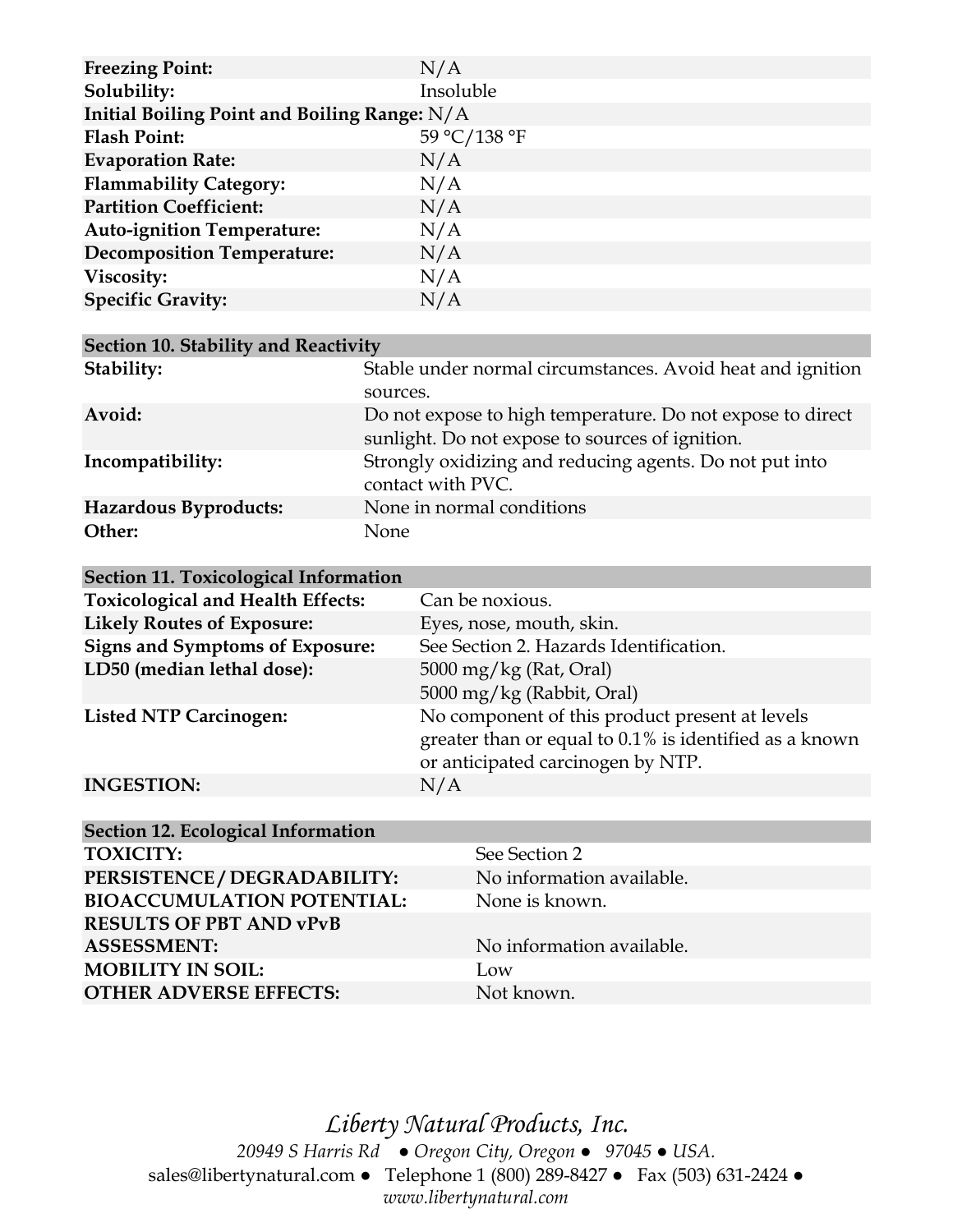| | |
|---|---|
| **Freezing Point:** | N/A |
| **Solubility:** | Insoluble |
| **Initial Boiling Point and Boiling Range:** | N/A |
| **Flash Point:** | 59 °C/138 °F |
| **Evaporation Rate:** | N/A |
| **Flammability Category:** | N/A |
| **Partition Coefficient:** | N/A |
| **Auto-ignition Temperature:** | N/A |
| **Decomposition Temperature:** | N/A |
| **Viscosity:** | N/A |
| **Specific Gravity:** | N/A |

## Section 10. Stability and Reactivity

| | |
|---|---|
| **Stability:** | Stable under normal circumstances. Avoid heat and ignition sources. |
| **Avoid:** | Do not expose to high temperature. Do not expose to direct sunlight. Do not expose to sources of ignition. |
| **Incompatibility:** | Strongly oxidizing and reducing agents. Do not put into contact with PVC. |
| **Hazardous Byproducts:** | None in normal conditions |
| **Other:** | None |

## Section 11. Toxicological Information

| | |
|---|---|
| **Toxicological and Health Effects:** | Can be noxious. |
| **Likely Routes of Exposure:** | Eyes, nose, mouth, skin. |
| **Signs and Symptoms of Exposure:** | See Section 2. Hazards Identification. |
| **LD50 (median lethal dose):** | 5000 mg/kg (Rat, Oral)<br>5000 mg/kg (Rabbit, Oral) |
| **Listed NTP Carcinogen:** | No component of this product present at levels greater than or equal to 0.1% is identified as a known or anticipated carcinogen by NTP. |
| **INGESTION:** | N/A |

## Section 12. Ecological Information

| | |
|---|---|
| **TOXICITY:** | See Section 2 |
| **PERSISTENCE / DEGRADABILITY:** | No information available. |
| **BIOACCUMULATION POTENTIAL:** | None is known. |
| **RESULTS OF PBT AND vPvB ASSESSMENT:** | No information available. |
| **MOBILITY IN SOIL:** | Low |
| **OTHER ADVERSE EFFECTS:** | Not known. |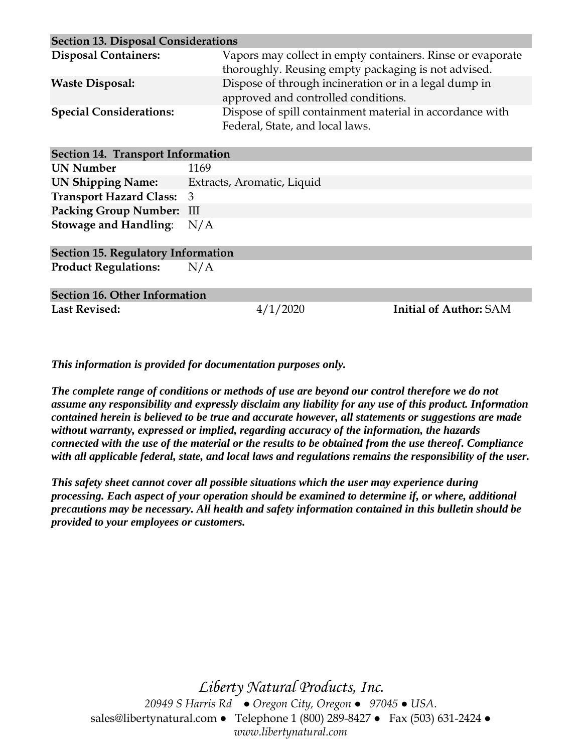## Section 13. Disposal Considerations

| | |
|---|---|
| **Disposal Containers:** | Vapors may collect in empty containers. Rinse or evaporate thoroughly. Reusing empty packaging is not advised. |
| **Waste Disposal:** | Dispose of through incineration or in a legal dump in approved and controlled conditions. |
| **Special Considerations:** | Dispose of spill containment material in accordance with Federal, State, and local laws. |

## Section 14. Transport Information

| | |
|---|---|
| **UN Number** | 1169 |
| **UN Shipping Name:** | Extracts, Aromatic, Liquid |
| **Transport Hazard Class:** | 3 |
| **Packing Group Number:** | III |
| **Stowage and Handling**: | N/A |

## Section 15. Regulatory Information

| | |
|---|---|
| **Product Regulations:** | N/A |

## Section 16. Other Information

| | | |
|---|---|---|
| **Last Revised:** | 4/1/2020 | **Initial of Author:** SAM |

***This information is provided for documentation purposes only.***

***The complete range of conditions or methods of use are beyond our control therefore we do not assume any responsibility and expressly disclaim any liability for any use of this product. Information contained herein is believed to be true and accurate however, all statements or suggestions are made without warranty, expressed or implied, regarding accuracy of the information, the hazards connected with the use of the material or the results to be obtained from the use thereof. Compliance with all applicable federal, state, and local laws and regulations remains the responsibility of the user.***

***This safety sheet cannot cover all possible situations which the user may experience during processing. Each aspect of your operation should be examined to determine if, or where, additional precautions may be necessary. All health and safety information contained in this bulletin should be provided to your employees or customers.***

*Liberty Natural Products, Inc.*
*20949 S Harris Rd ● Oregon City, Oregon ● 97045 ● USA.*
sales@libertynatural.com ● Telephone 1 (800) 289-8427 ● Fax (503) 631-2424 ●
*www.libertynatural.com*